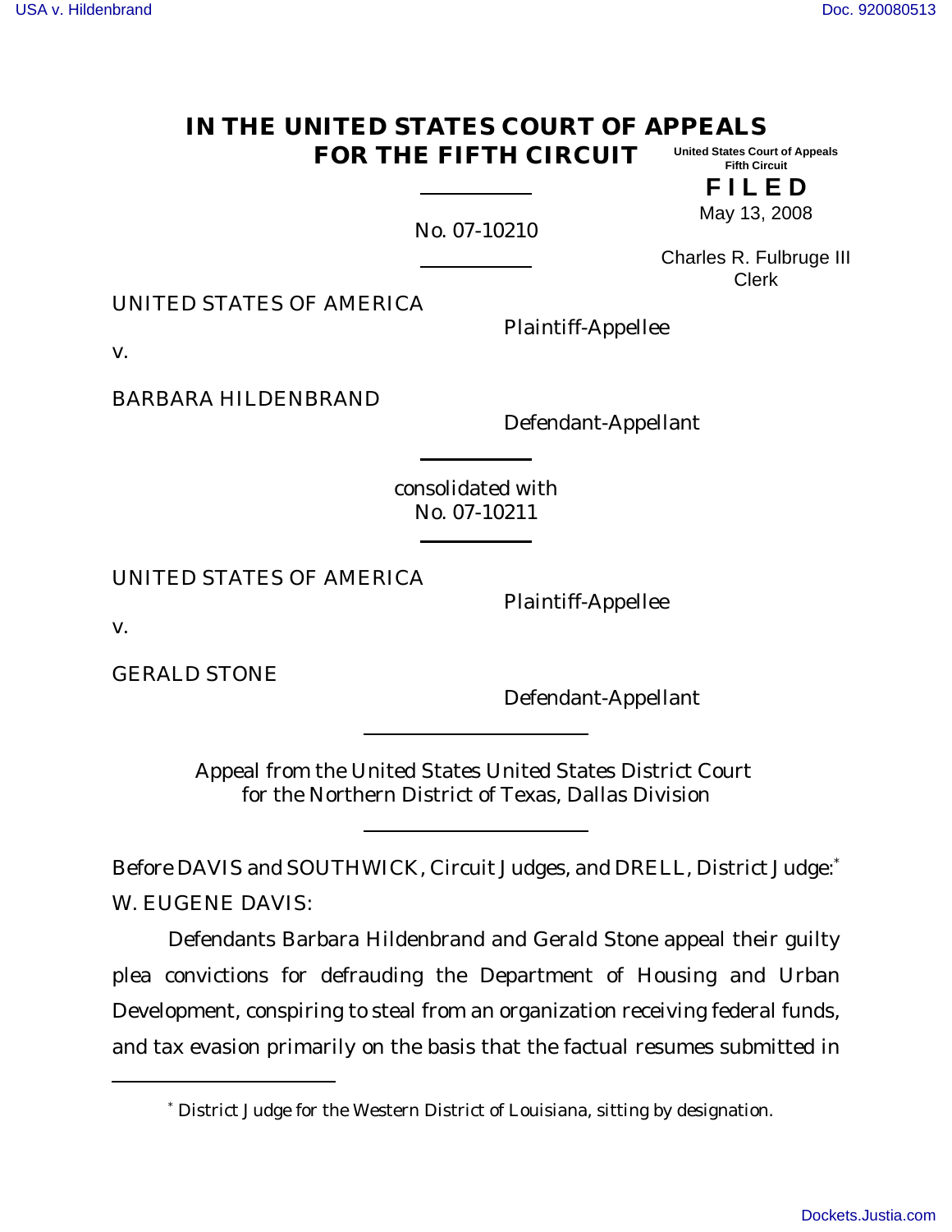# IN THE UNITED STATES COURT OF APPEALS FOR THE FIFTH CIRCUIT

United States Court of Appeals
Fifth Circuit

**F I L E D**

May 13, 2008

Charles R. Fulbruge III
Clerk

No. 07-10210

UNITED STATES OF AMERICA

Plaintiff-Appellee

v.

BARBARA HILDENBRAND

Defendant-Appellant

consolidated with
No. 07-10211

UNITED STATES OF AMERICA

Plaintiff-Appellee

v.

GERALD STONE

Defendant-Appellant

Appeal from the United States United States District Court
for the Northern District of Texas, Dallas Division

Before DAVIS and SOUTHWICK, Circuit Judges, and DRELL, District Judge:*

W. EUGENE DAVIS:

Defendants Barbara Hildenbrand and Gerald Stone appeal their guilty plea convictions for defrauding the Department of Housing and Urban Development, conspiring to steal from an organization receiving federal funds, and tax evasion primarily on the basis that the factual resumes submitted in

---

* District Judge for the Western District of Louisiana, sitting by designation.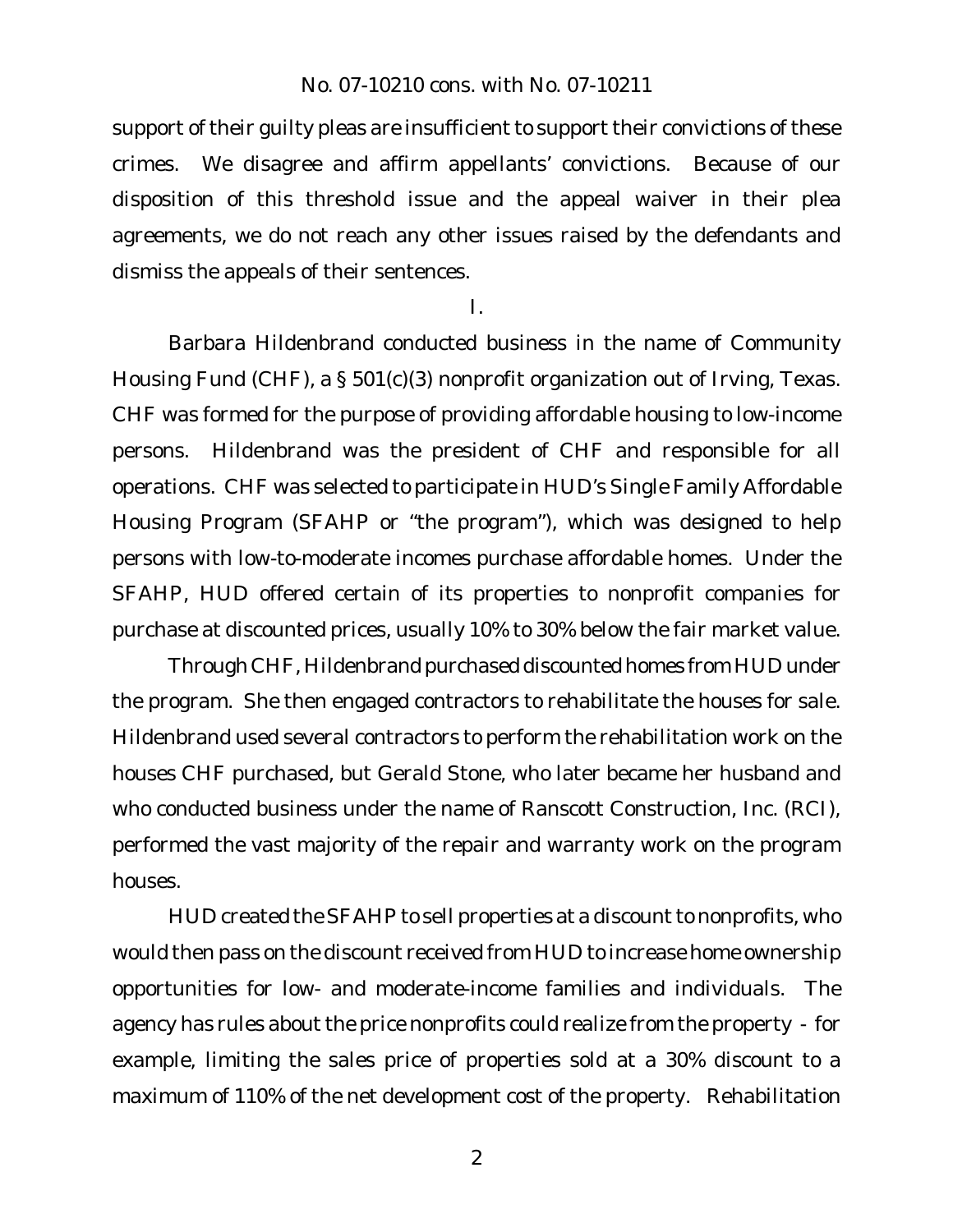support of their guilty pleas are insufficient to support their convictions of these crimes. We disagree and affirm appellants' convictions. Because of our disposition of this threshold issue and the appeal waiver in their plea agreements, we do not reach any other issues raised by the defendants and dismiss the appeals of their sentences.

I.

Barbara Hildenbrand conducted business in the name of Community Housing Fund (CHF), a § 501(c)(3) nonprofit organization out of Irving, Texas. CHF was formed for the purpose of providing affordable housing to low-income persons. Hildenbrand was the president of CHF and responsible for all operations. CHF was selected to participate in HUD's Single Family Affordable Housing Program (SFAHP or "the program"), which was designed to help persons with low-to-moderate incomes purchase affordable homes. Under the SFAHP, HUD offered certain of its properties to nonprofit companies for purchase at discounted prices, usually 10% to 30% below the fair market value.

Through CHF, Hildenbrand purchased discounted homes from HUD under the program. She then engaged contractors to rehabilitate the houses for sale. Hildenbrand used several contractors to perform the rehabilitation work on the houses CHF purchased, but Gerald Stone, who later became her husband and who conducted business under the name of Ranscott Construction, Inc. (RCI), performed the vast majority of the repair and warranty work on the program houses.

HUD created the SFAHP to sell properties at a discount to nonprofits, who would then pass on the discount received from HUD to increase home ownership opportunities for low- and moderate-income families and individuals. The agency has rules about the price nonprofits could realize from the property - for example, limiting the sales price of properties sold at a 30% discount to a maximum of 110% of the net development cost of the property. Rehabilitation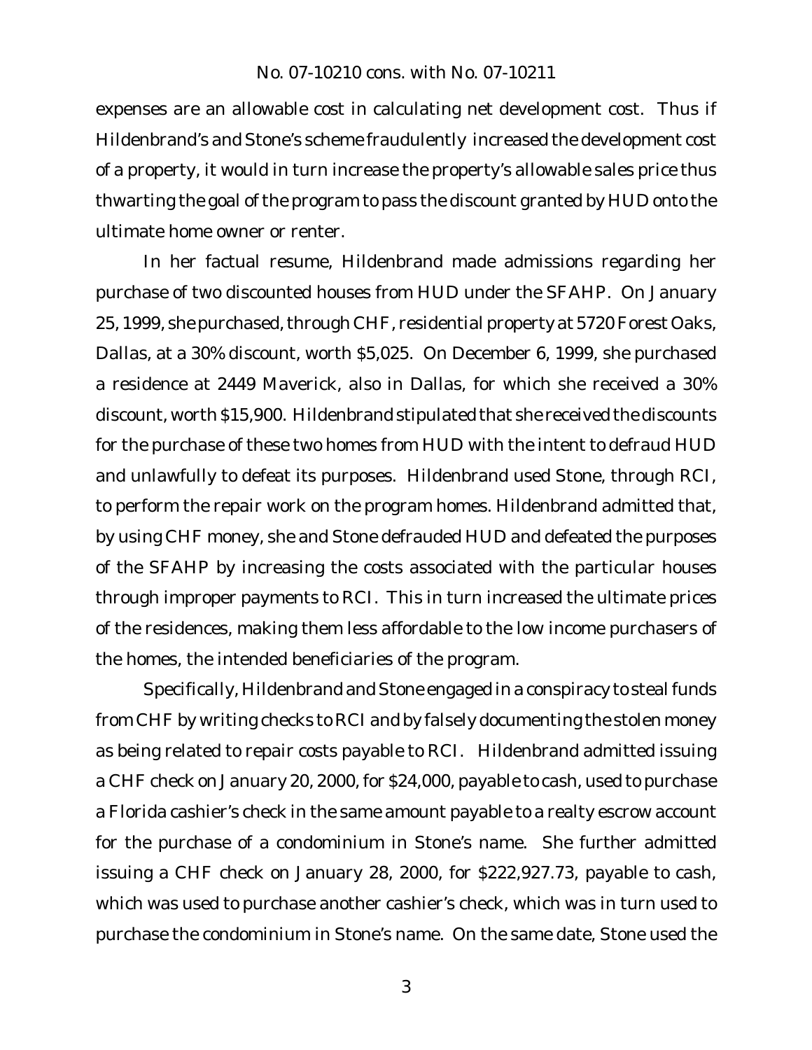expenses are an allowable cost in calculating net development cost. Thus if Hildenbrand's and Stone's scheme fraudulently increased the development cost of a property, it would in turn increase the property's allowable sales price thus thwarting the goal of the program to pass the discount granted by HUD onto the ultimate home owner or renter.

In her factual resume, Hildenbrand made admissions regarding her purchase of two discounted houses from HUD under the SFAHP. On January 25, 1999, she purchased, through CHF, residential property at 5720 Forest Oaks, Dallas, at a 30% discount, worth $5,025. On December 6, 1999, she purchased a residence at 2449 Maverick, also in Dallas, for which she received a 30% discount, worth $15,900. Hildenbrand stipulated that she received the discounts for the purchase of these two homes from HUD with the intent to defraud HUD and unlawfully to defeat its purposes. Hildenbrand used Stone, through RCI, to perform the repair work on the program homes. Hildenbrand admitted that, by using CHF money, she and Stone defrauded HUD and defeated the purposes of the SFAHP by increasing the costs associated with the particular houses through improper payments to RCI. This in turn increased the ultimate prices of the residences, making them less affordable to the low income purchasers of the homes, the intended beneficiaries of the program.

Specifically, Hildenbrand and Stone engaged in a conspiracy to steal funds from CHF by writing checks to RCI and by falsely documenting the stolen money as being related to repair costs payable to RCI. Hildenbrand admitted issuing a CHF check on January 20, 2000, for $24,000, payable to cash, used to purchase a Florida cashier's check in the same amount payable to a realty escrow account for the purchase of a condominium in Stone's name. She further admitted issuing a CHF check on January 28, 2000, for $222,927.73, payable to cash, which was used to purchase another cashier's check, which was in turn used to purchase the condominium in Stone's name. On the same date, Stone used the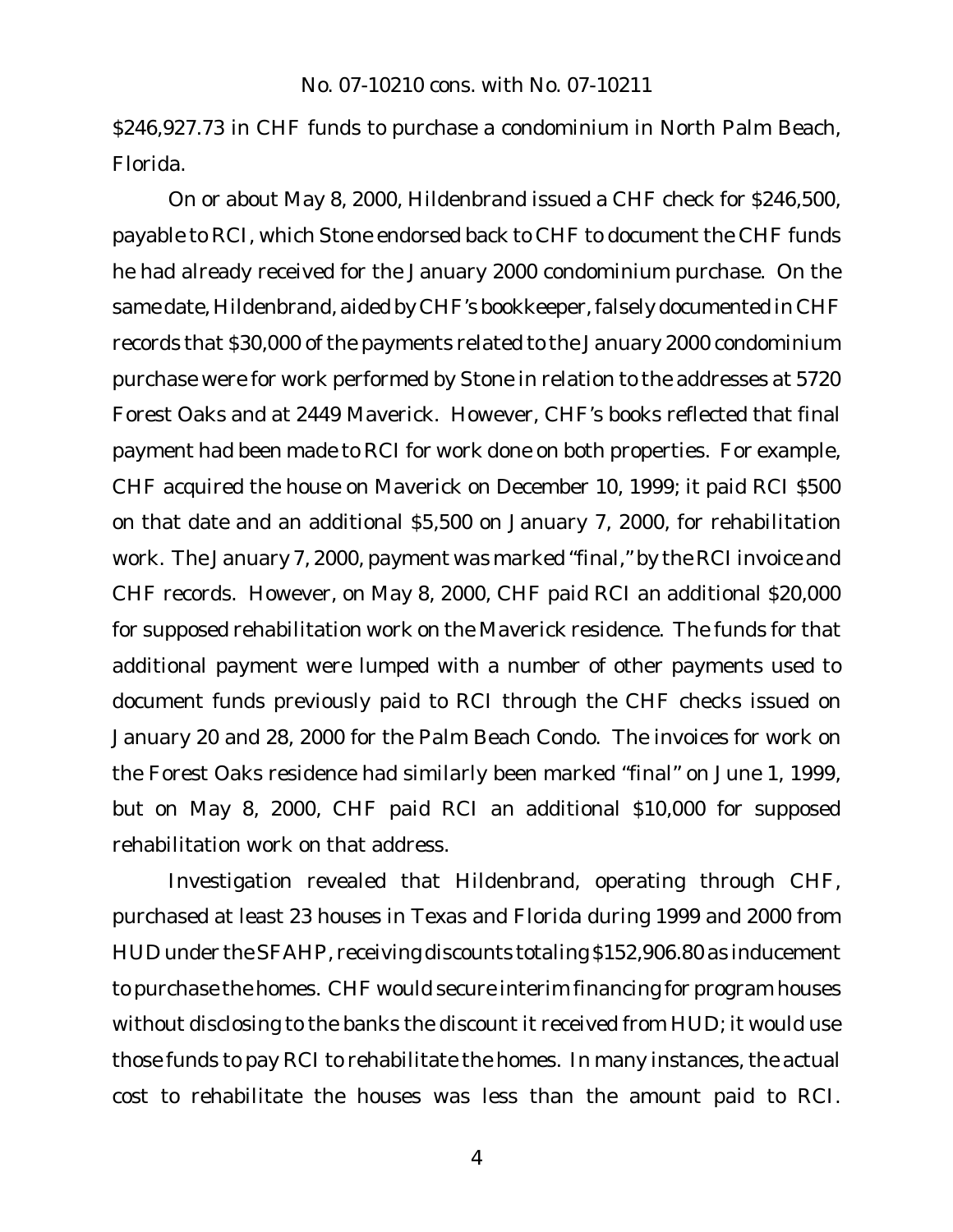$246,927.73 in CHF funds to purchase a condominium in North Palm Beach, Florida.

On or about May 8, 2000, Hildenbrand issued a CHF check for $246,500, payable to RCI, which Stone endorsed back to CHF to document the CHF funds he had already received for the January 2000 condominium purchase. On the same date, Hildenbrand, aided by CHF's bookkeeper, falsely documented in CHF records that $30,000 of the payments related to the January 2000 condominium purchase were for work performed by Stone in relation to the addresses at 5720 Forest Oaks and at 2449 Maverick. However, CHF's books reflected that final payment had been made to RCI for work done on both properties. For example, CHF acquired the house on Maverick on December 10, 1999; it paid RCI $500 on that date and an additional $5,500 on January 7, 2000, for rehabilitation work. The January 7, 2000, payment was marked "final," by the RCI invoice and CHF records. However, on May 8, 2000, CHF paid RCI an additional $20,000 for supposed rehabilitation work on the Maverick residence. The funds for that additional payment were lumped with a number of other payments used to document funds previously paid to RCI through the CHF checks issued on January 20 and 28, 2000 for the Palm Beach Condo. The invoices for work on the Forest Oaks residence had similarly been marked "final" on June 1, 1999, but on May 8, 2000, CHF paid RCI an additional $10,000 for supposed rehabilitation work on that address.

Investigation revealed that Hildenbrand, operating through CHF, purchased at least 23 houses in Texas and Florida during 1999 and 2000 from HUD under the SFAHP, receiving discounts totaling $152,906.80 as inducement to purchase the homes. CHF would secure interim financing for program houses without disclosing to the banks the discount it received from HUD; it would use those funds to pay RCI to rehabilitate the homes. In many instances, the actual cost to rehabilitate the houses was less than the amount paid to RCI.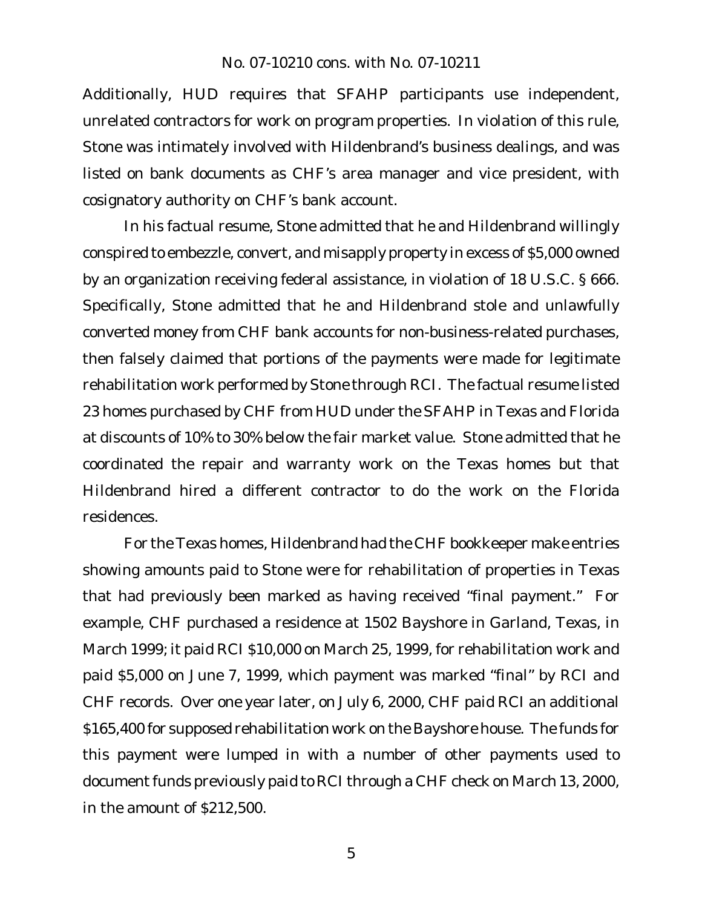Additionally, HUD requires that SFAHP participants use independent, unrelated contractors for work on program properties. In violation of this rule, Stone was intimately involved with Hildenbrand's business dealings, and was listed on bank documents as CHF's area manager and vice president, with cosignatory authority on CHF's bank account.

In his factual resume, Stone admitted that he and Hildenbrand willingly conspired to embezzle, convert, and misapply property in excess of $5,000 owned by an organization receiving federal assistance, in violation of 18 U.S.C. § 666. Specifically, Stone admitted that he and Hildenbrand stole and unlawfully converted money from CHF bank accounts for non-business-related purchases, then falsely claimed that portions of the payments were made for legitimate rehabilitation work performed by Stone through RCI. The factual resume listed 23 homes purchased by CHF from HUD under the SFAHP in Texas and Florida at discounts of 10% to 30% below the fair market value. Stone admitted that he coordinated the repair and warranty work on the Texas homes but that Hildenbrand hired a different contractor to do the work on the Florida residences.

For the Texas homes, Hildenbrand had the CHF bookkeeper make entries showing amounts paid to Stone were for rehabilitation of properties in Texas that had previously been marked as having received "final payment." For example, CHF purchased a residence at 1502 Bayshore in Garland, Texas, in March 1999; it paid RCI $10,000 on March 25, 1999, for rehabilitation work and paid $5,000 on June 7, 1999, which payment was marked "final" by RCI and CHF records. Over one year later, on July 6, 2000, CHF paid RCI an additional $165,400 for supposed rehabilitation work on the Bayshore house. The funds for this payment were lumped in with a number of other payments used to document funds previously paid to RCI through a CHF check on March 13, 2000, in the amount of $212,500.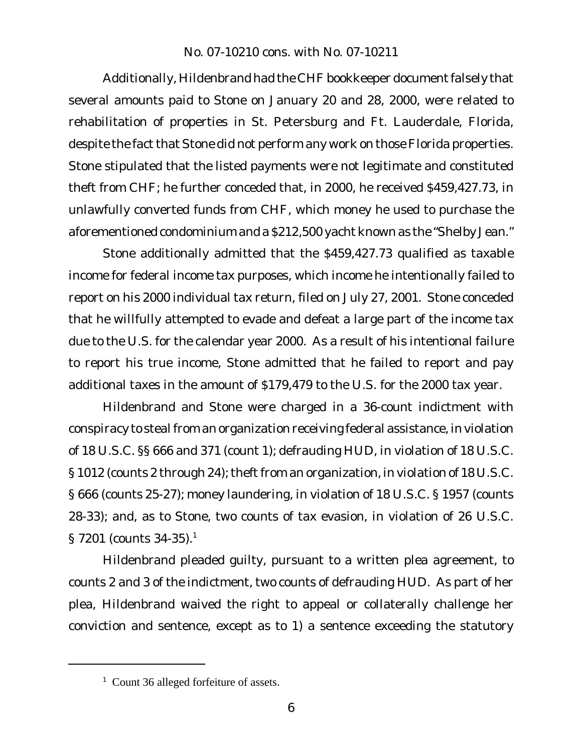Additionally, Hildenbrand had the CHF bookkeeper document falsely that several amounts paid to Stone on January 20 and 28, 2000, were related to rehabilitation of properties in St. Petersburg and Ft. Lauderdale, Florida, despite the fact that Stone did not perform any work on those Florida properties. Stone stipulated that the listed payments were not legitimate and constituted theft from CHF; he further conceded that, in 2000, he received $459,427.73, in unlawfully converted funds from CHF, which money he used to purchase the aforementioned condominium and a $212,500 yacht known as the "Shelby Jean."

Stone additionally admitted that the $459,427.73 qualified as taxable income for federal income tax purposes, which income he intentionally failed to report on his 2000 individual tax return, filed on July 27, 2001. Stone conceded that he willfully attempted to evade and defeat a large part of the income tax due to the U.S. for the calendar year 2000. As a result of his intentional failure to report his true income, Stone admitted that he failed to report and pay additional taxes in the amount of $179,479 to the U.S. for the 2000 tax year.

Hildenbrand and Stone were charged in a 36-count indictment with conspiracy to steal from an organization receiving federal assistance, in violation of 18 U.S.C. §§ 666 and 371 (count 1); defrauding HUD, in violation of 18 U.S.C. § 1012 (counts 2 through 24); theft from an organization, in violation of 18 U.S.C. § 666 (counts 25-27); money laundering, in violation of 18 U.S.C. § 1957 (counts 28-33); and, as to Stone, two counts of tax evasion, in violation of 26 U.S.C. § 7201 (counts 34-35).[1]

Hildenbrand pleaded guilty, pursuant to a written plea agreement, to counts 2 and 3 of the indictment, two counts of defrauding HUD. As part of her plea, Hildenbrand waived the right to appeal or collaterally challenge her conviction and sentence, except as to 1) a sentence exceeding the statutory

---

[1] Count 36 alleged forfeiture of assets.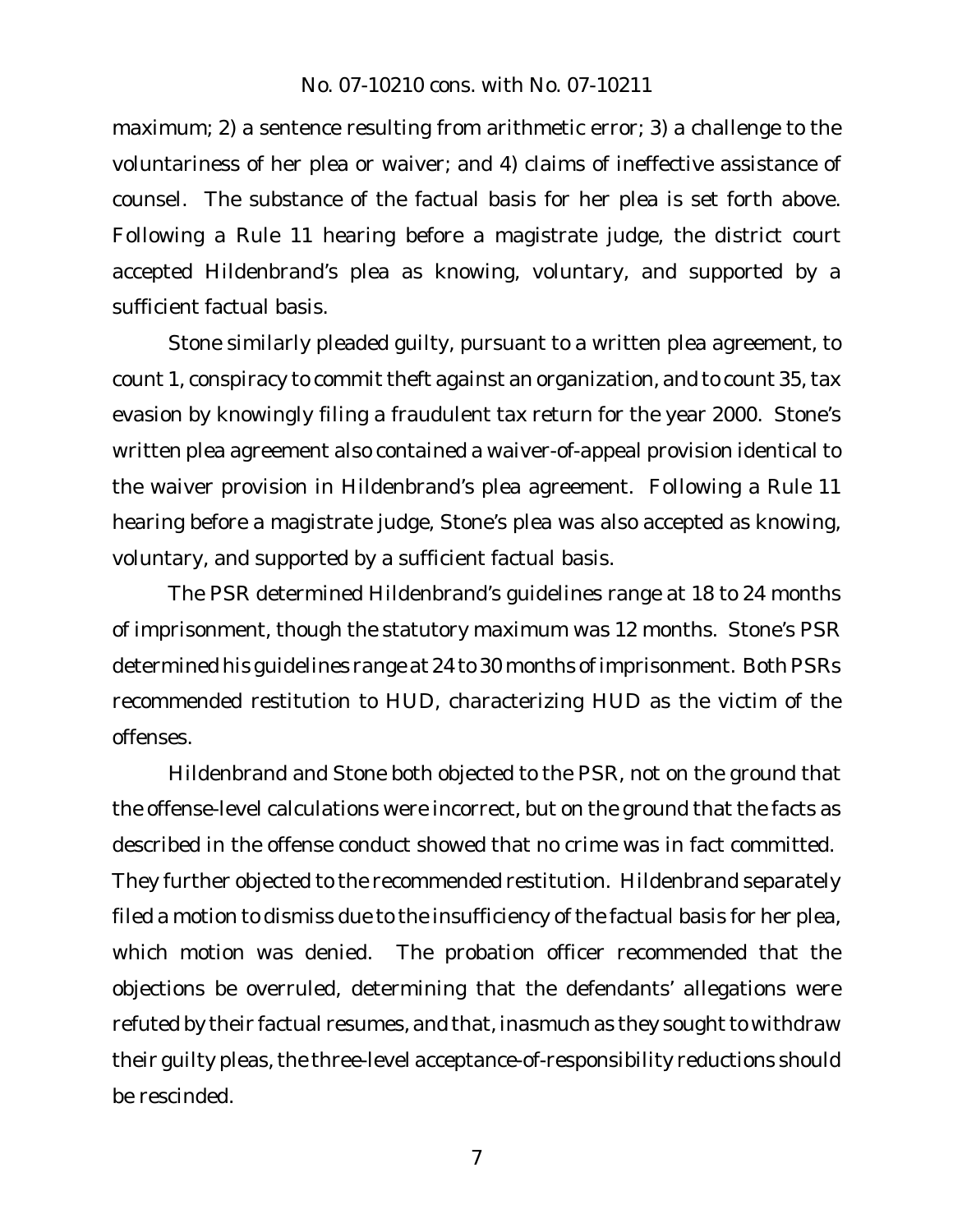maximum; 2) a sentence resulting from arithmetic error; 3) a challenge to the voluntariness of her plea or waiver; and 4) claims of ineffective assistance of counsel. The substance of the factual basis for her plea is set forth above. Following a Rule 11 hearing before a magistrate judge, the district court accepted Hildenbrand's plea as knowing, voluntary, and supported by a sufficient factual basis.

Stone similarly pleaded guilty, pursuant to a written plea agreement, to count 1, conspiracy to commit theft against an organization, and to count 35, tax evasion by knowingly filing a fraudulent tax return for the year 2000. Stone's written plea agreement also contained a waiver-of-appeal provision identical to the waiver provision in Hildenbrand's plea agreement. Following a Rule 11 hearing before a magistrate judge, Stone's plea was also accepted as knowing, voluntary, and supported by a sufficient factual basis.

The PSR determined Hildenbrand's guidelines range at 18 to 24 months of imprisonment, though the statutory maximum was 12 months. Stone's PSR determined his guidelines range at 24 to 30 months of imprisonment. Both PSRs recommended restitution to HUD, characterizing HUD as the victim of the offenses.

Hildenbrand and Stone both objected to the PSR, not on the ground that the offense-level calculations were incorrect, but on the ground that the facts as described in the offense conduct showed that no crime was in fact committed. They further objected to the recommended restitution. Hildenbrand separately filed a motion to dismiss due to the insufficiency of the factual basis for her plea, which motion was denied. The probation officer recommended that the objections be overruled, determining that the defendants' allegations were refuted by their factual resumes, and that, inasmuch as they sought to withdraw their guilty pleas, the three-level acceptance-of-responsibility reductions should be rescinded.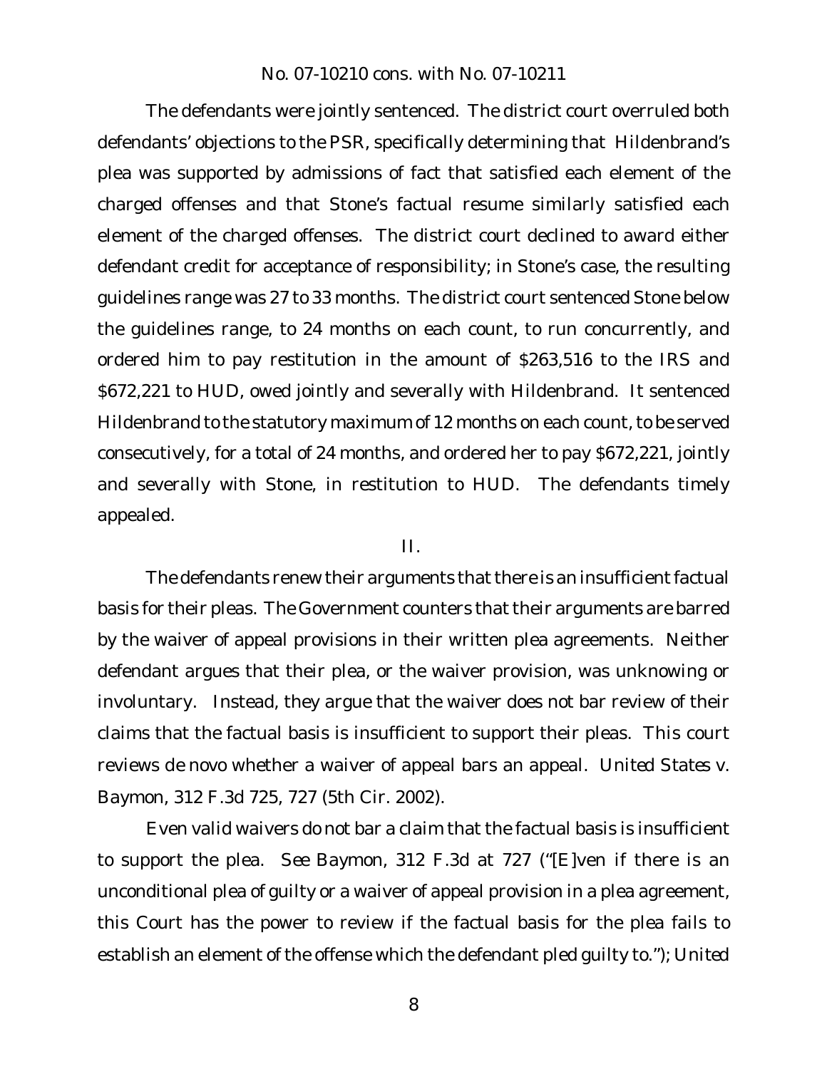The defendants were jointly sentenced. The district court overruled both defendants' objections to the PSR, specifically determining that Hildenbrand's plea was supported by admissions of fact that satisfied each element of the charged offenses and that Stone's factual resume similarly satisfied each element of the charged offenses. The district court declined to award either defendant credit for acceptance of responsibility; in Stone's case, the resulting guidelines range was 27 to 33 months. The district court sentenced Stone below the guidelines range, to 24 months on each count, to run concurrently, and ordered him to pay restitution in the amount of $263,516 to the IRS and $672,221 to HUD, owed jointly and severally with Hildenbrand. It sentenced Hildenbrand to the statutory maximum of 12 months on each count, to be served consecutively, for a total of 24 months, and ordered her to pay $672,221, jointly and severally with Stone, in restitution to HUD. The defendants timely appealed.

## II.

The defendants renew their arguments that there is an insufficient factual basis for their pleas. The Government counters that their arguments are barred by the waiver of appeal provisions in their written plea agreements. Neither defendant argues that their plea, or the waiver provision, was unknowing or involuntary. Instead, they argue that the waiver does not bar review of their claims that the factual basis is insufficient to support their pleas. This court reviews *de novo* whether a waiver of appeal bars an appeal. *United States v. Baymon*, 312 F.3d 725, 727 (5th Cir. 2002).

Even valid waivers do not bar a claim that the factual basis is insufficient to support the plea. *See Baymon*, 312 F.3d at 727 ("[E]ven if there is an unconditional plea of guilty or a waiver of appeal provision in a plea agreement, this Court has the power to review if the factual basis for the plea fails to establish an element of the offense which the defendant pled guilty to."); *United*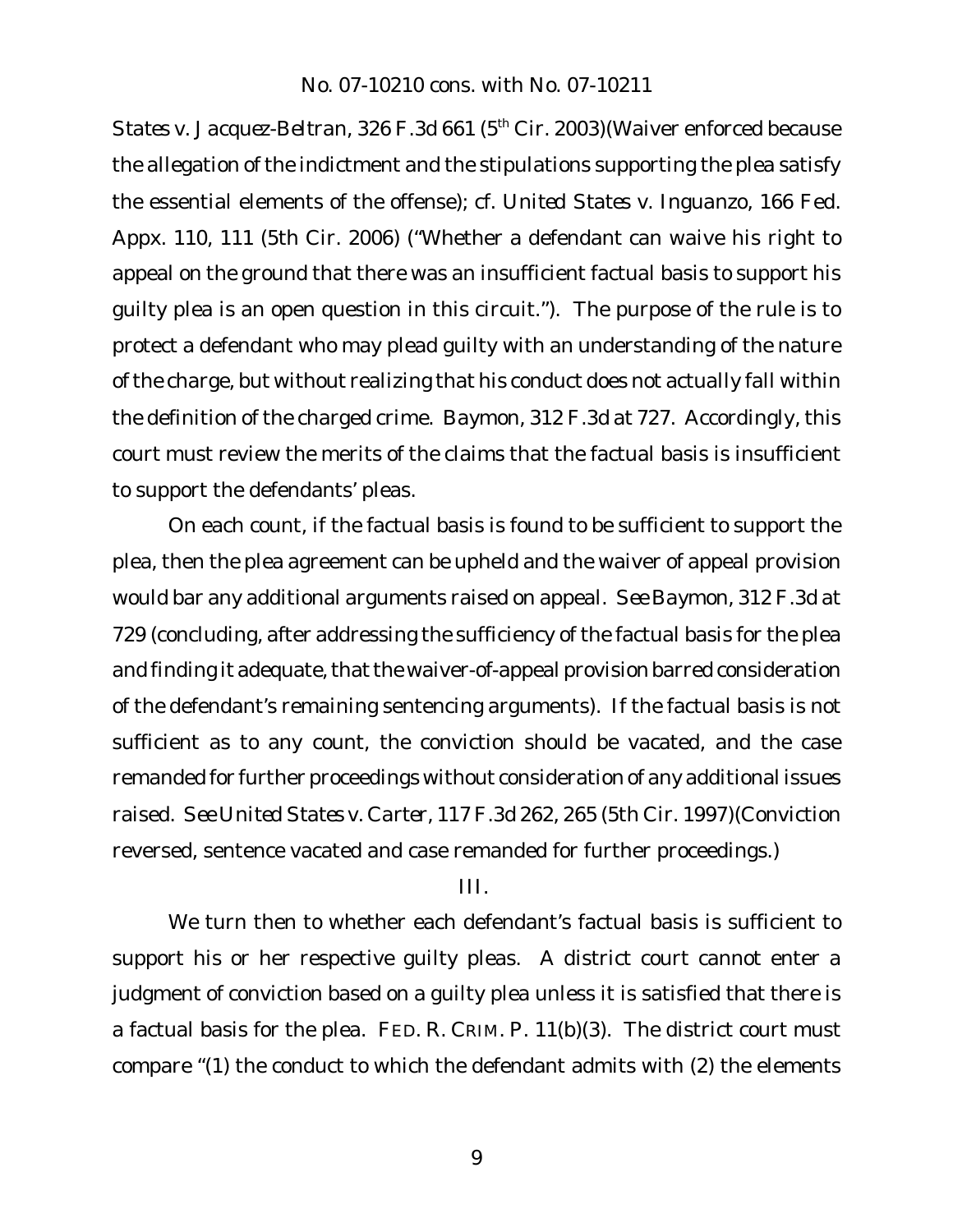*States v. Jacquez-Beltran*, 326 F.3d 661 (5th Cir. 2003)(Waiver enforced because the allegation of the indictment and the stipulations supporting the plea satisfy the essential elements of the offense); *cf. United States v. Inguanzo*, 166 Fed. Appx. 110, 111 (5th Cir. 2006) ("Whether a defendant can waive his right to appeal on the ground that there was an insufficient factual basis to support his guilty plea is an open question in this circuit."). The purpose of the rule is to protect a defendant who may plead guilty with an understanding of the nature of the charge, but without realizing that his conduct does not actually fall within the definition of the charged crime. *Baymon*, 312 F.3d at 727. Accordingly, this court must review the merits of the claims that the factual basis is insufficient to support the defendants' pleas.

On each count, if the factual basis is found to be sufficient to support the plea, then the plea agreement can be upheld and the waiver of appeal provision would bar any additional arguments raised on appeal. *See Baymon*, 312 F.3d at 729 (concluding, after addressing the sufficiency of the factual basis for the plea and finding it adequate, that the waiver-of-appeal provision barred consideration of the defendant's remaining sentencing arguments). If the factual basis is not sufficient as to any count, the conviction should be vacated, and the case remanded for further proceedings without consideration of any additional issues raised. *See United States v. Carter*, 117 F.3d 262, 265 (5th Cir. 1997)(Conviction reversed, sentence vacated and case remanded for further proceedings.)

## III.

We turn then to whether each defendant's factual basis is sufficient to support his or her respective guilty pleas. A district court cannot enter a judgment of conviction based on a guilty plea unless it is satisfied that there is a factual basis for the plea. FED. R. CRIM. P. 11(b)(3). The district court must compare "(1) the conduct to which the defendant admits with (2) the elements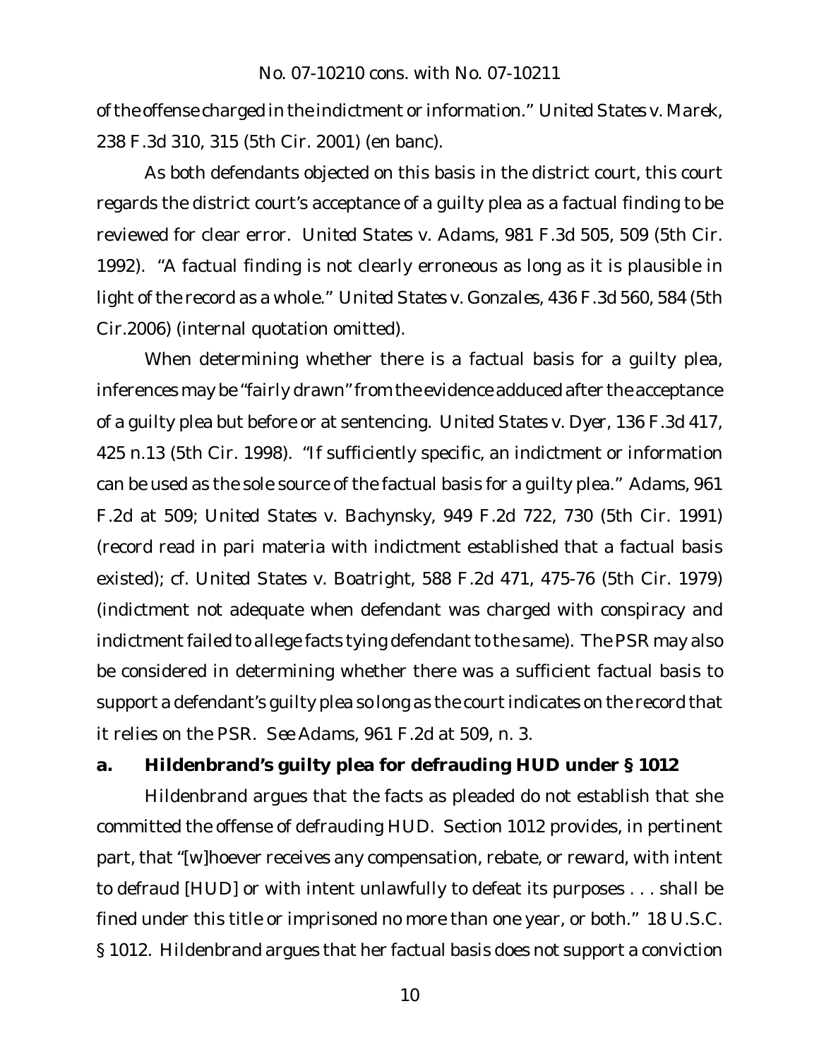of the offense charged in the indictment or information." *United States v. Marek*, 238 F.3d 310, 315 (5th Cir. 2001) (en banc).

As both defendants objected on this basis in the district court, this court regards the district court's acceptance of a guilty plea as a factual finding to be reviewed for clear error. *United States v. Adams*, 981 F.3d 505, 509 (5th Cir. 1992). "A factual finding is not clearly erroneous as long as it is plausible in light of the record as a whole." *United States v. Gonzales*, 436 F.3d 560, 584 (5th Cir.2006) (internal quotation omitted).

When determining whether there is a factual basis for a guilty plea, inferences may be "fairly drawn" from the evidence adduced after the acceptance of a guilty plea but before or at sentencing. *United States v. Dyer*, 136 F.3d 417, 425 n.13 (5th Cir. 1998). "If sufficiently specific, an indictment or information can be used as the sole source of the factual basis for a guilty plea." *Adams*, 961 F.2d at 509; *United States v. Bachynsky*, 949 F.2d 722, 730 (5th Cir. 1991) (record read in pari materia with indictment established that a factual basis existed); *cf. United States v. Boatright*, 588 F.2d 471, 475-76 (5th Cir. 1979) (indictment not adequate when defendant was charged with conspiracy and indictment failed to allege facts tying defendant to the same). The PSR may also be considered in determining whether there was a sufficient factual basis to support a defendant's guilty plea so long as the court indicates on the record that it relies on the PSR. *See Adams*, 961 F.2d at 509, n. 3.

**a. Hildenbrand's guilty plea for defrauding HUD under § 1012**

Hildenbrand argues that the facts as pleaded do not establish that she committed the offense of defrauding HUD. Section 1012 provides, in pertinent part, that "[w]hoever receives any compensation, rebate, or reward, with intent to defraud [HUD] or with intent unlawfully to defeat its purposes . . . shall be fined under this title or imprisoned no more than one year, or both." 18 U.S.C. § 1012. Hildenbrand argues that her factual basis does not support a conviction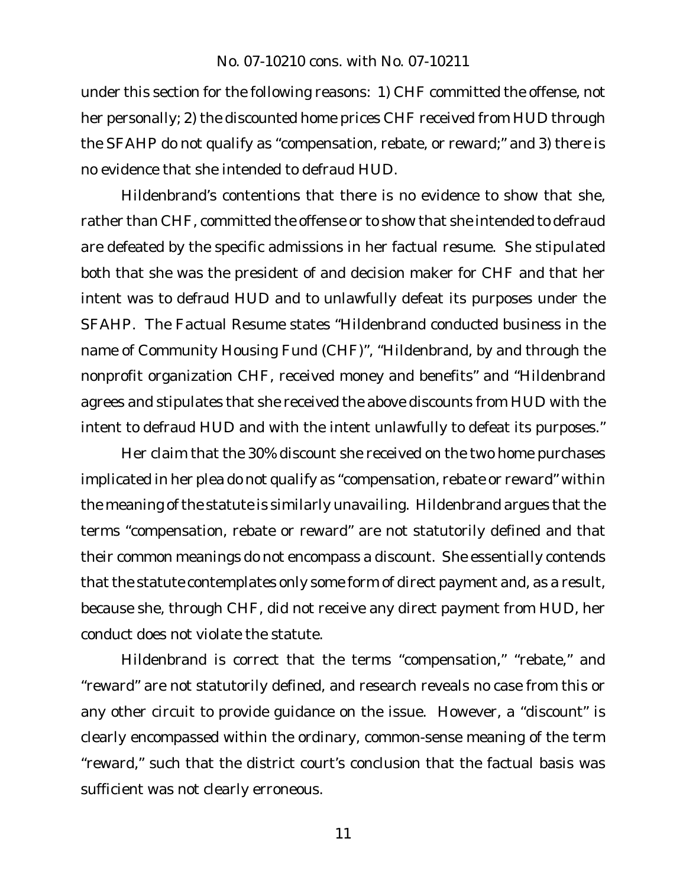under this section for the following reasons: 1) CHF committed the offense, not her personally; 2) the discounted home prices CHF received from HUD through the SFAHP do not qualify as "compensation, rebate, or reward;" and 3) there is no evidence that she intended to defraud HUD.

Hildenbrand's contentions that there is no evidence to show that she, rather than CHF, committed the offense or to show that she intended to defraud are defeated by the specific admissions in her factual resume. She stipulated both that she was the president of and decision maker for CHF and that her intent was to defraud HUD and to unlawfully defeat its purposes under the SFAHP. The Factual Resume states "Hildenbrand conducted business in the name of Community Housing Fund (CHF)", "Hildenbrand, by and through the nonprofit organization CHF, received money and benefits" and "Hildenbrand agrees and stipulates that she received the above discounts from HUD with the intent to defraud HUD and with the intent unlawfully to defeat its purposes."

Her claim that the 30% discount she received on the two home purchases implicated in her plea do not qualify as "compensation, rebate or reward" within the meaning of the statute is similarly unavailing. Hildenbrand argues that the terms "compensation, rebate or reward" are not statutorily defined and that their common meanings do not encompass a discount. She essentially contends that the statute contemplates only some form of direct payment and, as a result, because she, through CHF, did not receive any direct payment from HUD, her conduct does not violate the statute.

Hildenbrand is correct that the terms "compensation," "rebate," and "reward" are not statutorily defined, and research reveals no case from this or any other circuit to provide guidance on the issue. However, a "discount" is clearly encompassed within the ordinary, common-sense meaning of the term "reward," such that the district court's conclusion that the factual basis was sufficient was not clearly erroneous.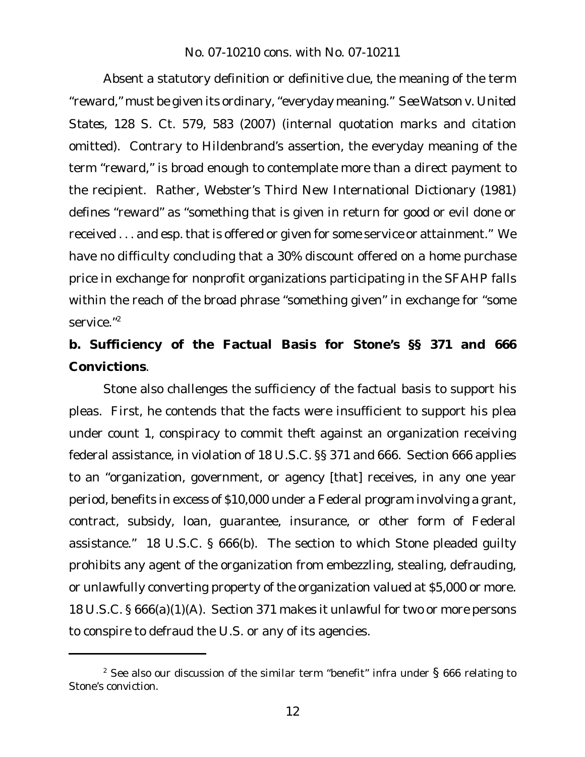Absent a statutory definition or definitive clue, the meaning of the term "reward," must be given its ordinary, "everyday meaning." *See Watson v. United States*, 128 S. Ct. 579, 583 (2007) (internal quotation marks and citation omitted). Contrary to Hildenbrand's assertion, the everyday meaning of the term "reward," is broad enough to contemplate more than a direct payment to the recipient. Rather, Webster's Third New International Dictionary (1981) defines "reward" as "something that is given in return for good or evil done or received . . . and esp. that is offered or given for some service or attainment." We have no difficulty concluding that a 30% discount offered on a home purchase price in exchange for nonprofit organizations participating in the SFAHP falls within the reach of the broad phrase "something given" in exchange for "some service."[2]

**b. Sufficiency of the Factual Basis for Stone's §§ 371 and 666 Convictions**.

Stone also challenges the sufficiency of the factual basis to support his pleas. First, he contends that the facts were insufficient to support his plea under count 1, conspiracy to commit theft against an organization receiving federal assistance, in violation of 18 U.S.C. §§ 371 and 666. Section 666 applies to an "organization, government, or agency [that] receives, in any one year period, benefits in excess of $10,000 under a Federal program involving a grant, contract, subsidy, loan, guarantee, insurance, or other form of Federal assistance." 18 U.S.C. § 666(b). The section to which Stone pleaded guilty prohibits any agent of the organization from embezzling, stealing, defrauding, or unlawfully converting property of the organization valued at $5,000 or more. 18 U.S.C. § 666(a)(1)(A). Section 371 makes it unlawful for two or more persons to conspire to defraud the U.S. or any of its agencies.

[2] See also our discussion of the similar term "benefit" infra under § 666 relating to Stone's conviction.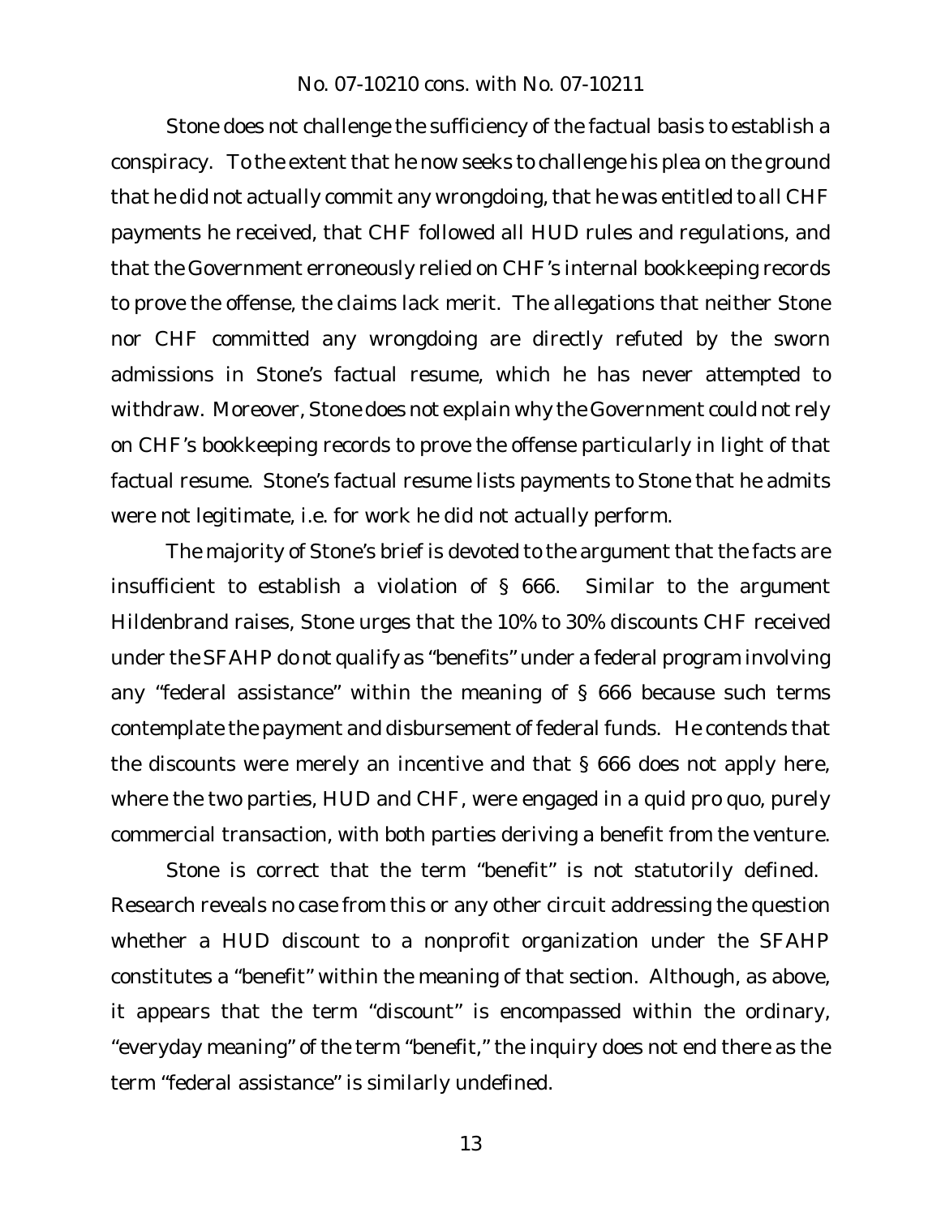Stone does not challenge the sufficiency of the factual basis to establish a conspiracy. To the extent that he now seeks to challenge his plea on the ground that he did not actually commit any wrongdoing, that he was entitled to all CHF payments he received, that CHF followed all HUD rules and regulations, and that the Government erroneously relied on CHF's internal bookkeeping records to prove the offense, the claims lack merit. The allegations that neither Stone nor CHF committed any wrongdoing are directly refuted by the sworn admissions in Stone's factual resume, which he has never attempted to withdraw. Moreover, Stone does not explain why the Government could not rely on CHF's bookkeeping records to prove the offense particularly in light of that factual resume. Stone's factual resume lists payments to Stone that he admits were not legitimate, i.e. for work he did not actually perform.

The majority of Stone's brief is devoted to the argument that the facts are insufficient to establish a violation of § 666. Similar to the argument Hildenbrand raises, Stone urges that the 10% to 30% discounts CHF received under the SFAHP do not qualify as "benefits" under a federal program involving any "federal assistance" within the meaning of § 666 because such terms contemplate the payment and disbursement of federal funds. He contends that the discounts were merely an incentive and that § 666 does not apply here, where the two parties, HUD and CHF, were engaged in a quid pro quo, purely commercial transaction, with both parties deriving a benefit from the venture.

Stone is correct that the term "benefit" is not statutorily defined. Research reveals no case from this or any other circuit addressing the question whether a HUD discount to a nonprofit organization under the SFAHP constitutes a "benefit" within the meaning of that section. Although, as above, it appears that the term "discount" is encompassed within the ordinary, "everyday meaning" of the term "benefit," the inquiry does not end there as the term "federal assistance" is similarly undefined.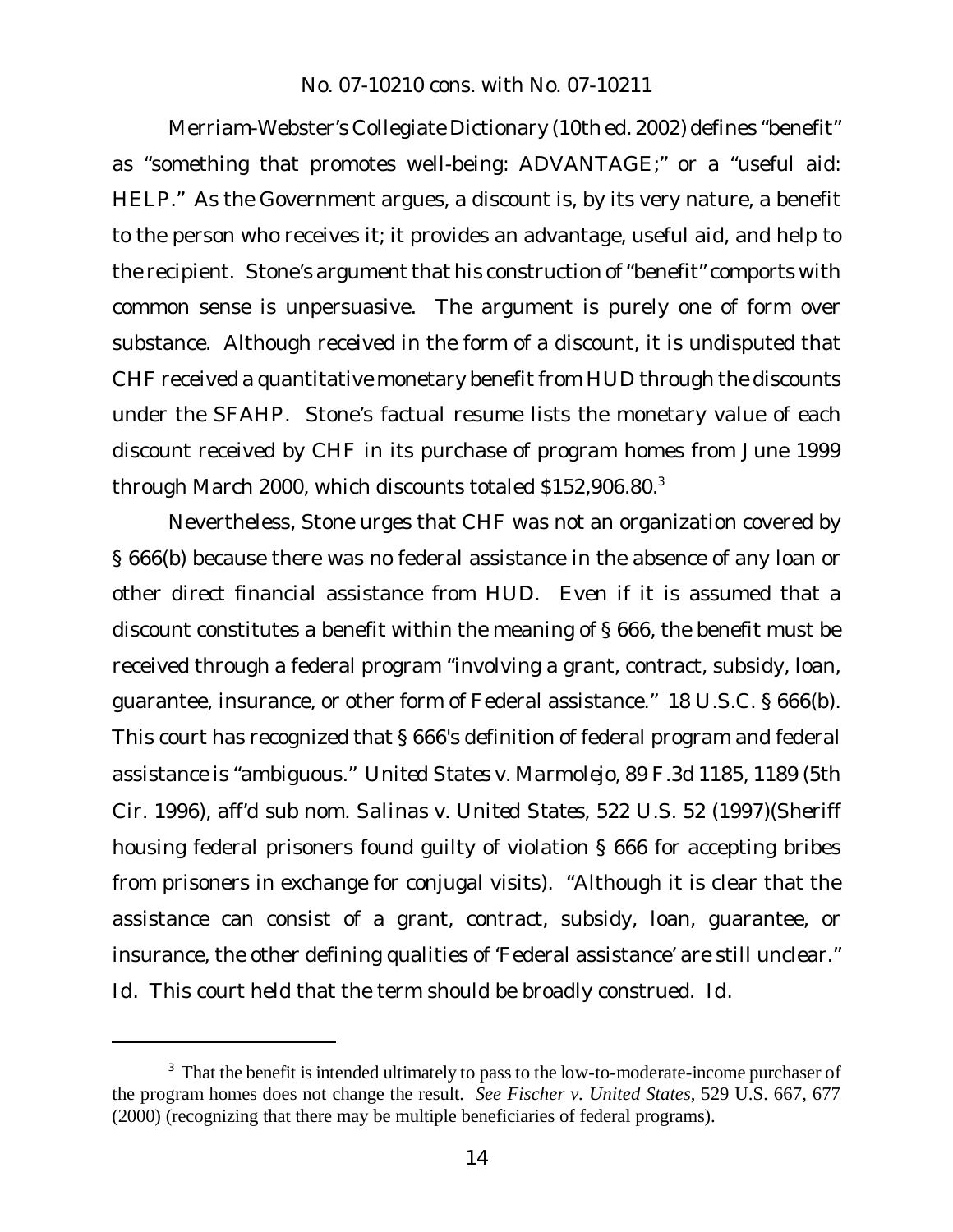Merriam-Webster's Collegiate Dictionary (10th ed. 2002) defines "benefit" as "something that promotes well-being: ADVANTAGE;" or a "useful aid: HELP." As the Government argues, a discount is, by its very nature, a benefit to the person who receives it; it provides an advantage, useful aid, and help to the recipient. Stone's argument that his construction of "benefit" comports with common sense is unpersuasive. The argument is purely one of form over substance. Although received in the form of a discount, it is undisputed that CHF received a quantitative monetary benefit from HUD through the discounts under the SFAHP. Stone's factual resume lists the monetary value of each discount received by CHF in its purchase of program homes from June 1999 through March 2000, which discounts totaled $152,906.80.[3]

Nevertheless, Stone urges that CHF was not an organization covered by § 666(b) because there was no federal assistance in the absence of any loan or other direct financial assistance from HUD. Even if it is assumed that a discount constitutes a benefit within the meaning of § 666, the benefit must be received through a federal program "involving a grant, contract, subsidy, loan, guarantee, insurance, or other form of Federal assistance." 18 U.S.C. § 666(b). This court has recognized that § 666's definition of federal program and federal assistance is "ambiguous." *United States v. Marmolejo*, 89 F.3d 1185, 1189 (5th Cir. 1996), *aff'd sub nom. Salinas v. United States*, 522 U.S. 52 (1997)(Sheriff housing federal prisoners found guilty of violation § 666 for accepting bribes from prisoners in exchange for conjugal visits). "Although it is clear that the assistance can consist of a grant, contract, subsidy, loan, guarantee, or insurance, the other defining qualities of 'Federal assistance' are still unclear." *Id.* This court held that the term should be broadly construed. *Id.*

---

[3] That the benefit is intended ultimately to pass to the low-to-moderate-income purchaser of the program homes does not change the result. *See Fischer v. United States*, 529 U.S. 667, 677 (2000) (recognizing that there may be multiple beneficiaries of federal programs).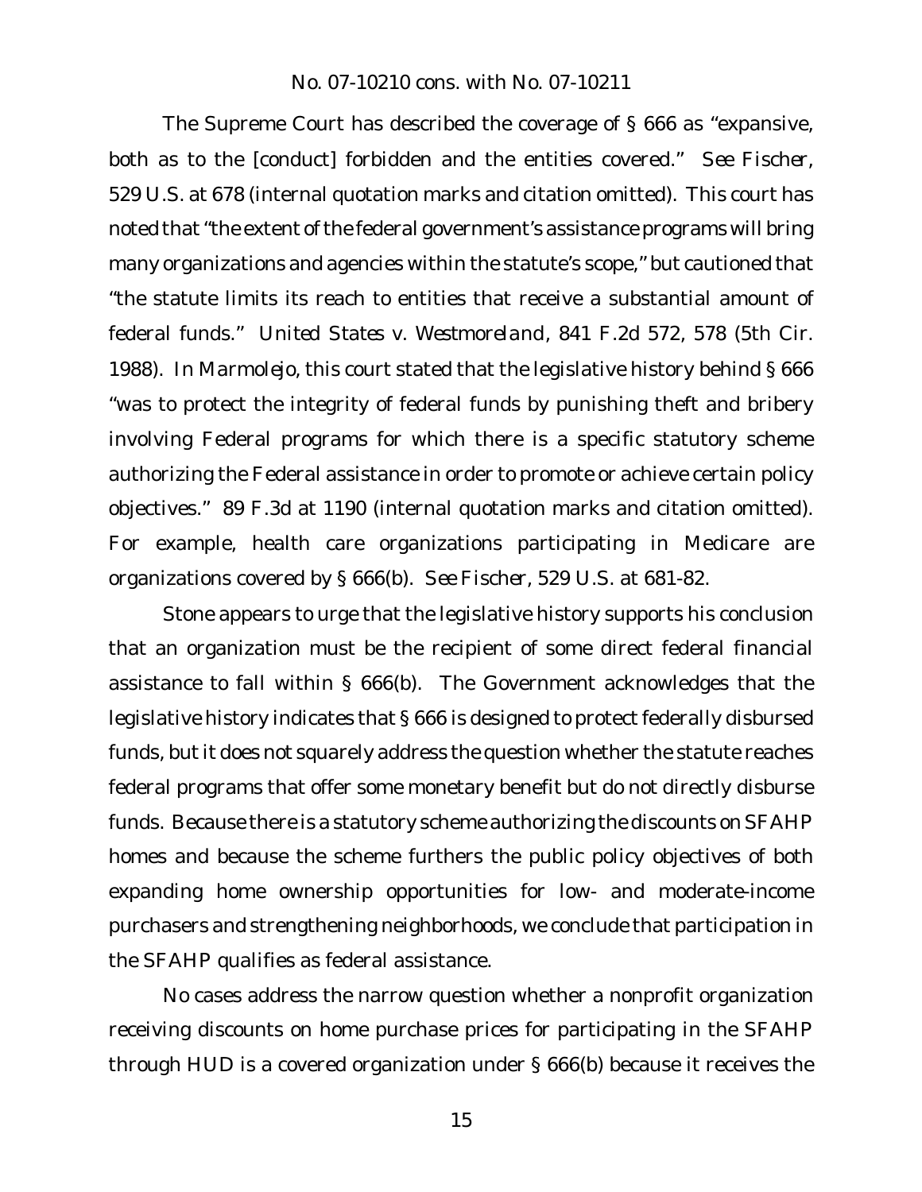The Supreme Court has described the coverage of § 666 as "expansive, both as to the [conduct] forbidden and the entities covered." *See Fischer*, 529 U.S. at 678 (internal quotation marks and citation omitted). This court has noted that "the extent of the federal government's assistance programs will bring many organizations and agencies within the statute's scope," but cautioned that "the statute limits its reach to entities that receive a substantial amount of federal funds." *United States v. Westmoreland*, 841 F.2d 572, 578 (5th Cir. 1988). In *Marmolejo*, this court stated that the legislative history behind § 666 "was to protect the integrity of federal funds by punishing theft and bribery involving Federal programs for which there is a specific statutory scheme authorizing the Federal assistance in order to promote or achieve certain policy objectives." 89 F.3d at 1190 (internal quotation marks and citation omitted). For example, health care organizations participating in Medicare are organizations covered by § 666(b). *See Fischer*, 529 U.S. at 681-82.

Stone appears to urge that the legislative history supports his conclusion that an organization must be the recipient of some direct federal financial assistance to fall within § 666(b). The Government acknowledges that the legislative history indicates that § 666 is designed to protect federally disbursed funds, but it does not squarely address the question whether the statute reaches federal programs that offer some monetary benefit but do not directly disburse funds. Because there is a statutory scheme authorizing the discounts on SFAHP homes and because the scheme furthers the public policy objectives of both expanding home ownership opportunities for low- and moderate-income purchasers and strengthening neighborhoods, we conclude that participation in the SFAHP qualifies as federal assistance.

No cases address the narrow question whether a nonprofit organization receiving discounts on home purchase prices for participating in the SFAHP through HUD is a covered organization under § 666(b) because it receives the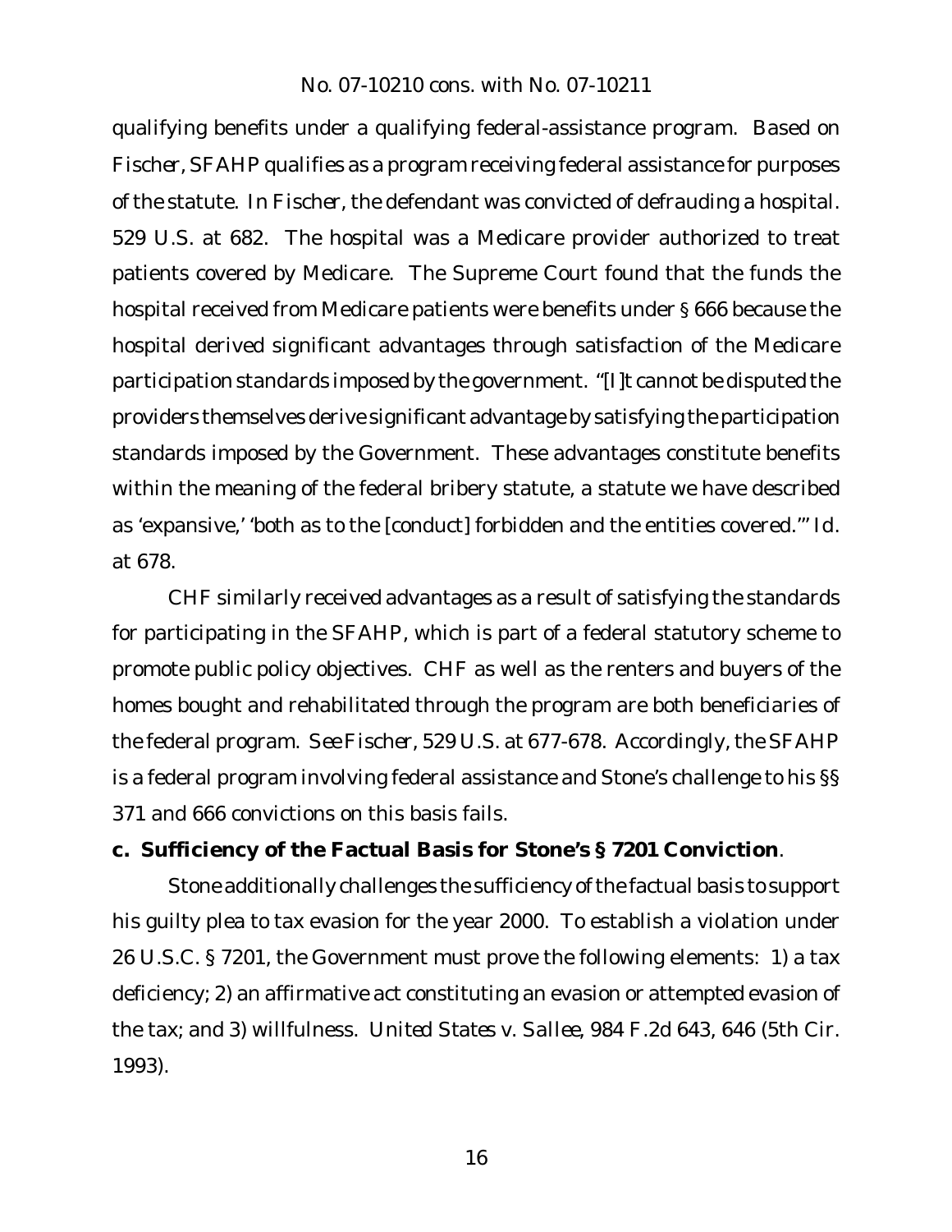qualifying benefits under a qualifying federal-assistance program. Based on *Fischer*, SFAHP qualifies as a program receiving federal assistance for purposes of the statute. In *Fischer*, the defendant was convicted of defrauding a hospital. 529 U.S. at 682. The hospital was a Medicare provider authorized to treat patients covered by Medicare. The Supreme Court found that the funds the hospital received from Medicare patients were benefits under § 666 because the hospital derived significant advantages through satisfaction of the Medicare participation standards imposed by the government. "[I]t cannot be disputed the providers themselves derive significant advantage by satisfying the participation standards imposed by the Government. These advantages constitute benefits within the meaning of the federal bribery statute, a statute we have described as 'expansive,' 'both as to the [conduct] forbidden and the entities covered.'" *Id.* at 678.

CHF similarly received advantages as a result of satisfying the standards for participating in the SFAHP, which is part of a federal statutory scheme to promote public policy objectives. CHF as well as the renters and buyers of the homes bought and rehabilitated through the program are both beneficiaries of the federal program. *See Fischer*, 529 U.S. at 677-678. Accordingly, the SFAHP is a federal program involving federal assistance and Stone's challenge to his §§ 371 and 666 convictions on this basis fails.

**c. Sufficiency of the Factual Basis for Stone's § 7201 Conviction**.

Stone additionally challenges the sufficiency of the factual basis to support his guilty plea to tax evasion for the year 2000. To establish a violation under 26 U.S.C. § 7201, the Government must prove the following elements: 1) a tax deficiency; 2) an affirmative act constituting an evasion or attempted evasion of the tax; and 3) willfulness. *United States v. Sallee*, 984 F.2d 643, 646 (5th Cir. 1993).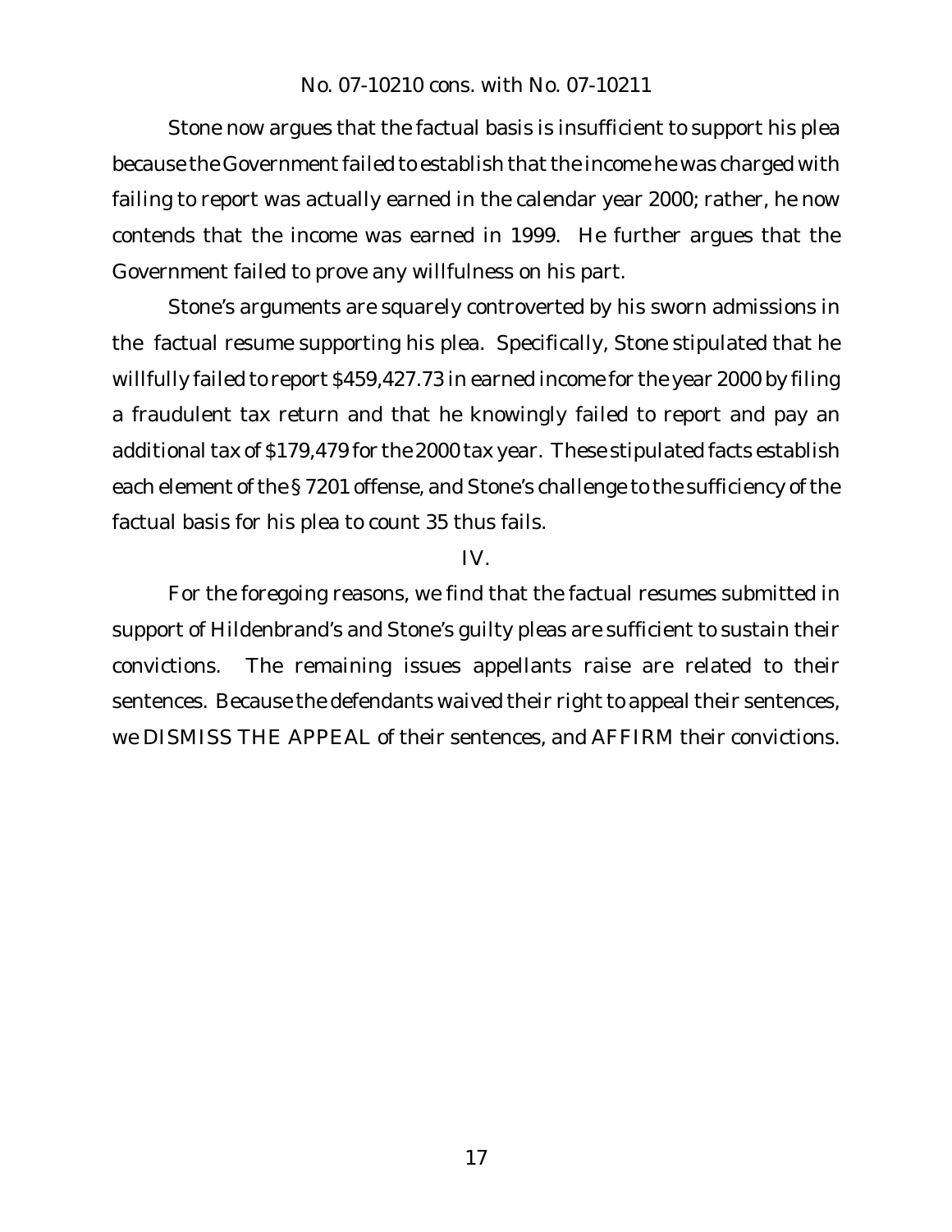Stone now argues that the factual basis is insufficient to support his plea because the Government failed to establish that the income he was charged with failing to report was actually earned in the calendar year 2000; rather, he now contends that the income was earned in 1999. He further argues that the Government failed to prove any willfulness on his part.

Stone's arguments are squarely controverted by his sworn admissions in the factual resume supporting his plea. Specifically, Stone stipulated that he willfully failed to report $459,427.73 in earned income for the year 2000 by filing a fraudulent tax return and that he knowingly failed to report and pay an additional tax of $179,479 for the 2000 tax year. These stipulated facts establish each element of the § 7201 offense, and Stone's challenge to the sufficiency of the factual basis for his plea to count 35 thus fails.

## IV.

For the foregoing reasons, we find that the factual resumes submitted in support of Hildenbrand's and Stone's guilty pleas are sufficient to sustain their convictions. The remaining issues appellants raise are related to their sentences. Because the defendants waived their right to appeal their sentences, we DISMISS THE APPEAL of their sentences, and AFFIRM their convictions.